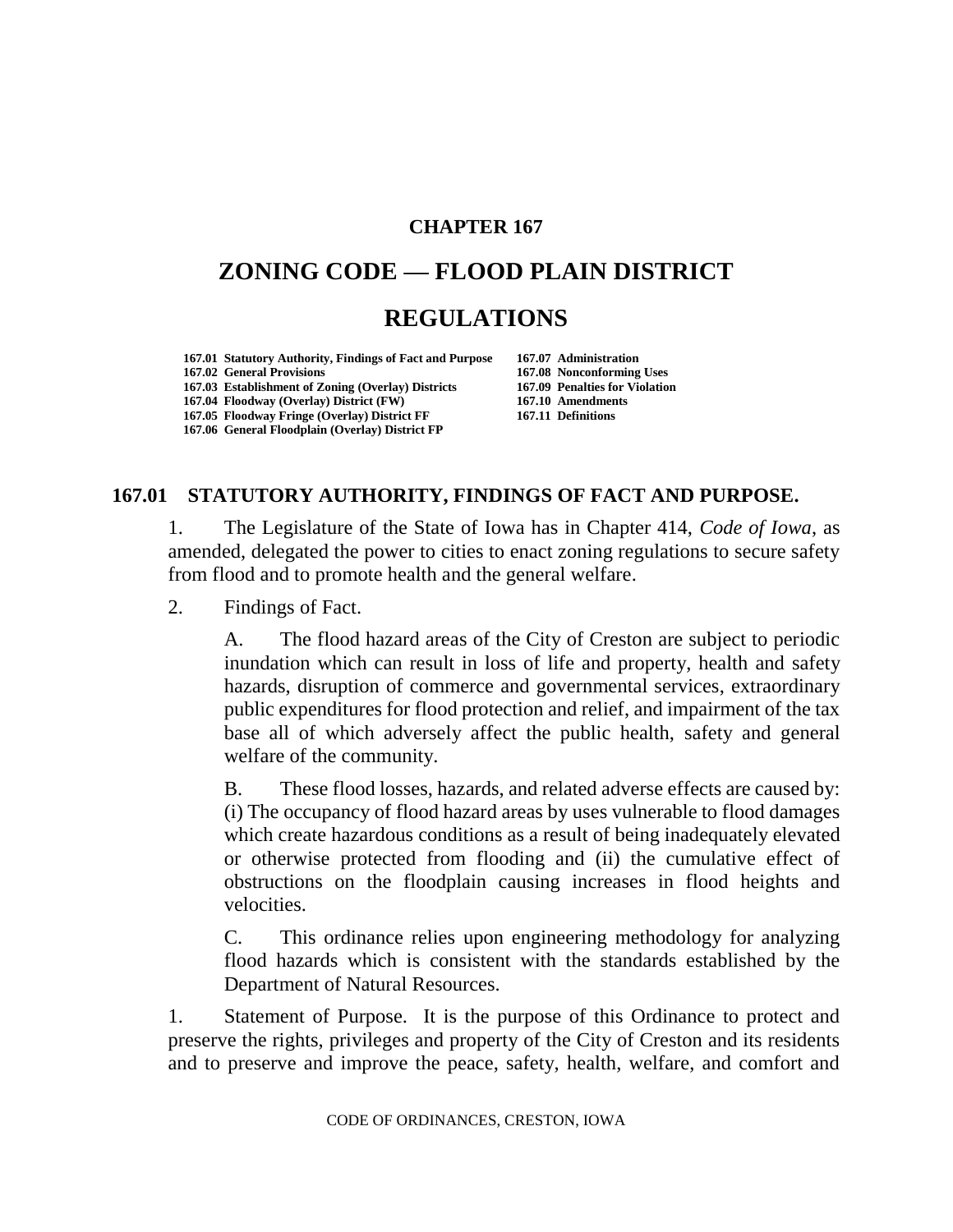# CHAPTER 167

# ZONING CODE — FLOOD PLAIN DISTRICT REGULATIONS

| | |
|---|---|
| **167.01 Statutory Authority, Findings of Fact and Purpose** | **167.07 Administration** |
| **167.02 General Provisions** | **167.08 Nonconforming Uses** |
| **167.03 Establishment of Zoning (Overlay) Districts** | **167.09 Penalties for Violation** |
| **167.04 Floodway (Overlay) District (FW)** | **167.10 Amendments** |
| **167.05 Floodway Fringe (Overlay) District FF** | **167.11 Definitions** |
| **167.06 General Floodplain (Overlay) District FP** | |

## 167.01 STATUTORY AUTHORITY, FINDINGS OF FACT AND PURPOSE.

1. The Legislature of the State of Iowa has in Chapter 414, *Code of Iowa*, as amended, delegated the power to cities to enact zoning regulations to secure safety from flood and to promote health and the general welfare.

2. Findings of Fact.

   A. The flood hazard areas of the City of Creston are subject to periodic inundation which can result in loss of life and property, health and safety hazards, disruption of commerce and governmental services, extraordinary public expenditures for flood protection and relief, and impairment of the tax base all of which adversely affect the public health, safety and general welfare of the community.

   B. These flood losses, hazards, and related adverse effects are caused by: (i) The occupancy of flood hazard areas by uses vulnerable to flood damages which create hazardous conditions as a result of being inadequately elevated or otherwise protected from flooding and (ii) the cumulative effect of obstructions on the floodplain causing increases in flood heights and velocities.

   C. This ordinance relies upon engineering methodology for analyzing flood hazards which is consistent with the standards established by the Department of Natural Resources.

1. Statement of Purpose. It is the purpose of this Ordinance to protect and preserve the rights, privileges and property of the City of Creston and its residents and to preserve and improve the peace, safety, health, welfare, and comfort and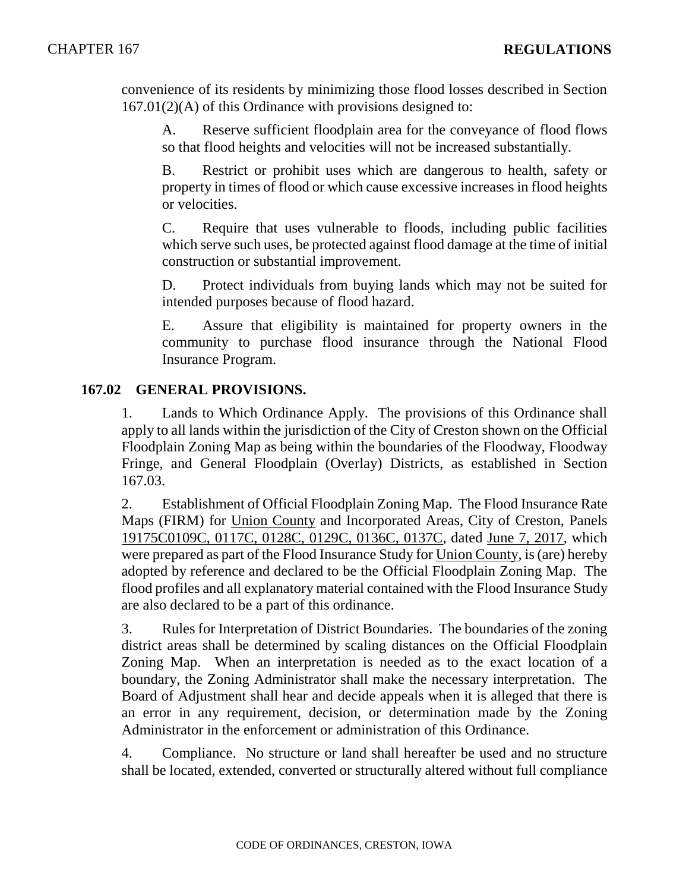convenience of its residents by minimizing those flood losses described in Section 167.01(2)(A) of this Ordinance with provisions designed to:

A. Reserve sufficient floodplain area for the conveyance of flood flows so that flood heights and velocities will not be increased substantially.

B. Restrict or prohibit uses which are dangerous to health, safety or property in times of flood or which cause excessive increases in flood heights or velocities.

C. Require that uses vulnerable to floods, including public facilities which serve such uses, be protected against flood damage at the time of initial construction or substantial improvement.

D. Protect individuals from buying lands which may not be suited for intended purposes because of flood hazard.

E. Assure that eligibility is maintained for property owners in the community to purchase flood insurance through the National Flood Insurance Program.

## 167.02 GENERAL PROVISIONS.

1. Lands to Which Ordinance Apply. The provisions of this Ordinance shall apply to all lands within the jurisdiction of the City of Creston shown on the Official Floodplain Zoning Map as being within the boundaries of the Floodway, Floodway Fringe, and General Floodplain (Overlay) Districts, as established in Section 167.03.

2. Establishment of Official Floodplain Zoning Map. The Flood Insurance Rate Maps (FIRM) for Union County and Incorporated Areas, City of Creston, Panels 19175C0109C, 0117C, 0128C, 0129C, 0136C, 0137C, dated June 7, 2017, which were prepared as part of the Flood Insurance Study for Union County, is (are) hereby adopted by reference and declared to be the Official Floodplain Zoning Map. The flood profiles and all explanatory material contained with the Flood Insurance Study are also declared to be a part of this ordinance.

3. Rules for Interpretation of District Boundaries. The boundaries of the zoning district areas shall be determined by scaling distances on the Official Floodplain Zoning Map. When an interpretation is needed as to the exact location of a boundary, the Zoning Administrator shall make the necessary interpretation. The Board of Adjustment shall hear and decide appeals when it is alleged that there is an error in any requirement, decision, or determination made by the Zoning Administrator in the enforcement or administration of this Ordinance.

4. Compliance. No structure or land shall hereafter be used and no structure shall be located, extended, converted or structurally altered without full compliance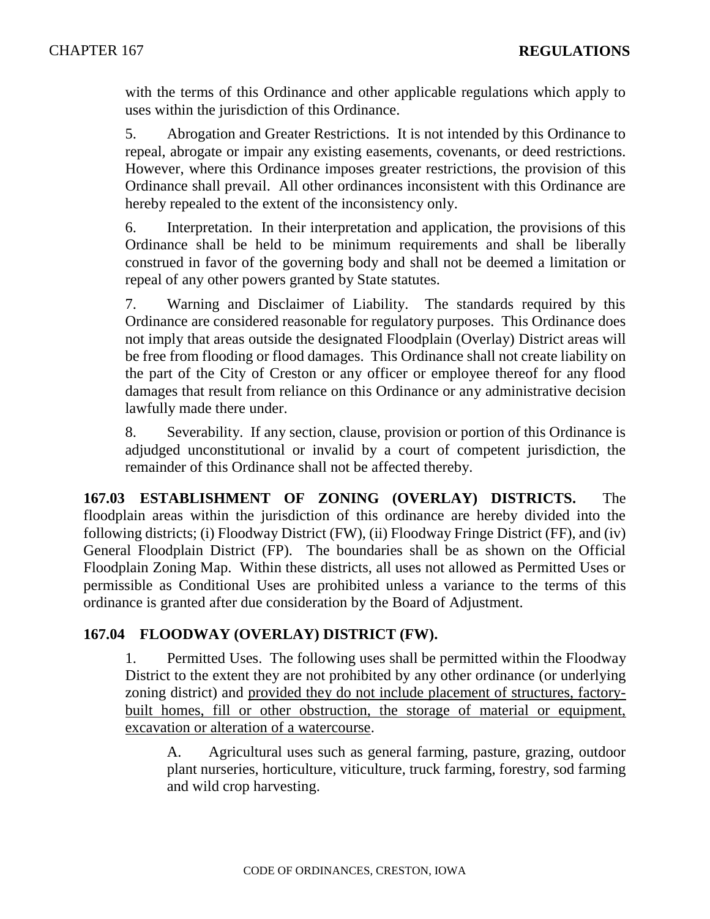with the terms of this Ordinance and other applicable regulations which apply to uses within the jurisdiction of this Ordinance.

5. Abrogation and Greater Restrictions. It is not intended by this Ordinance to repeal, abrogate or impair any existing easements, covenants, or deed restrictions. However, where this Ordinance imposes greater restrictions, the provision of this Ordinance shall prevail. All other ordinances inconsistent with this Ordinance are hereby repealed to the extent of the inconsistency only.

6. Interpretation. In their interpretation and application, the provisions of this Ordinance shall be held to be minimum requirements and shall be liberally construed in favor of the governing body and shall not be deemed a limitation or repeal of any other powers granted by State statutes.

7. Warning and Disclaimer of Liability. The standards required by this Ordinance are considered reasonable for regulatory purposes. This Ordinance does not imply that areas outside the designated Floodplain (Overlay) District areas will be free from flooding or flood damages. This Ordinance shall not create liability on the part of the City of Creston or any officer or employee thereof for any flood damages that result from reliance on this Ordinance or any administrative decision lawfully made there under.

8. Severability. If any section, clause, provision or portion of this Ordinance is adjudged unconstitutional or invalid by a court of competent jurisdiction, the remainder of this Ordinance shall not be affected thereby.

**167.03 ESTABLISHMENT OF ZONING (OVERLAY) DISTRICTS.** The floodplain areas within the jurisdiction of this ordinance are hereby divided into the following districts; (i) Floodway District (FW), (ii) Floodway Fringe District (FF), and (iv) General Floodplain District (FP). The boundaries shall be as shown on the Official Floodplain Zoning Map. Within these districts, all uses not allowed as Permitted Uses or permissible as Conditional Uses are prohibited unless a variance to the terms of this ordinance is granted after due consideration by the Board of Adjustment.

## 167.04 FLOODWAY (OVERLAY) DISTRICT (FW).

1. Permitted Uses. The following uses shall be permitted within the Floodway District to the extent they are not prohibited by any other ordinance (or underlying zoning district) and provided they do not include placement of structures, factory-built homes, fill or other obstruction, the storage of material or equipment, excavation or alteration of a watercourse.

   A. Agricultural uses such as general farming, pasture, grazing, outdoor plant nurseries, horticulture, viticulture, truck farming, forestry, sod farming and wild crop harvesting.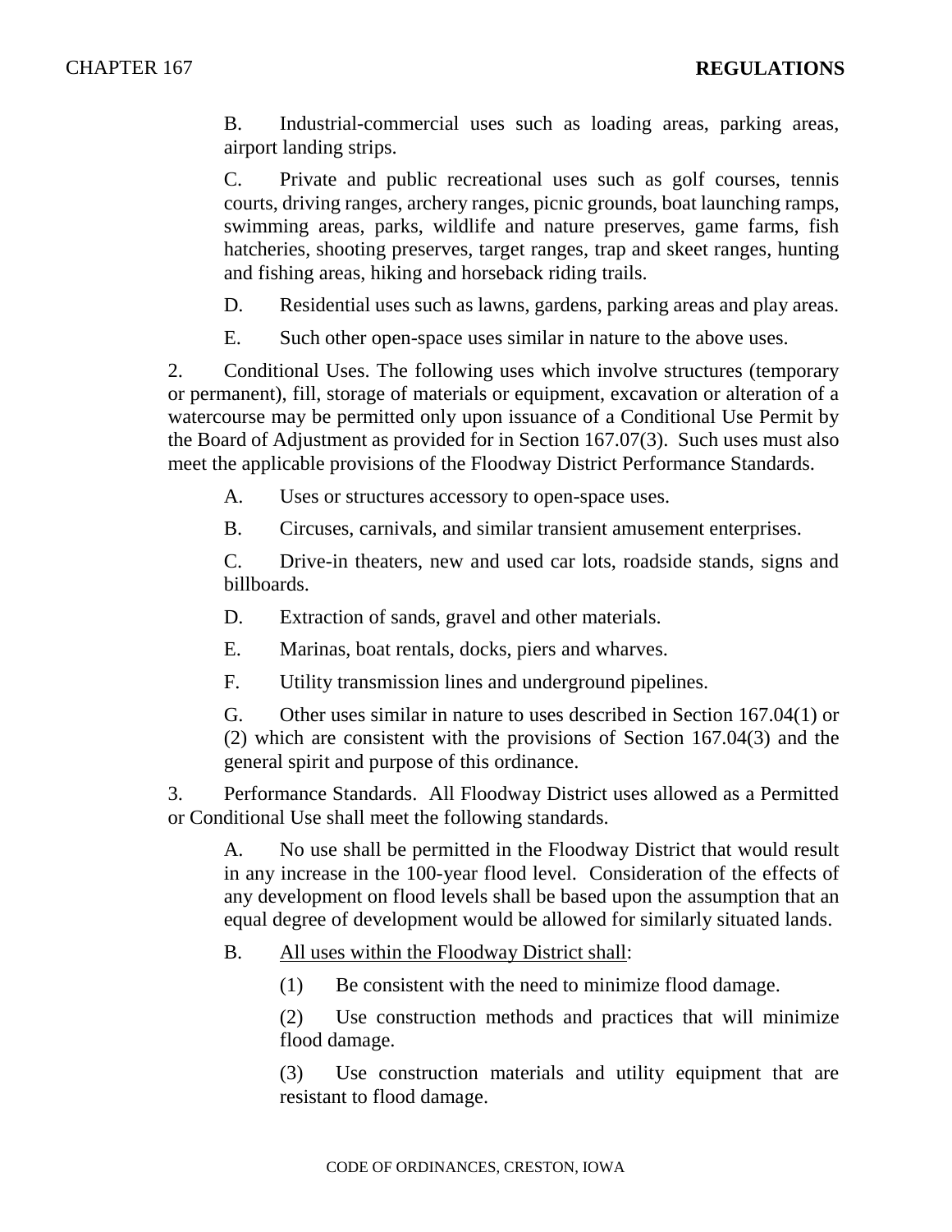B. Industrial-commercial uses such as loading areas, parking areas, airport landing strips.

C. Private and public recreational uses such as golf courses, tennis courts, driving ranges, archery ranges, picnic grounds, boat launching ramps, swimming areas, parks, wildlife and nature preserves, game farms, fish hatcheries, shooting preserves, target ranges, trap and skeet ranges, hunting and fishing areas, hiking and horseback riding trails.

D. Residential uses such as lawns, gardens, parking areas and play areas.

E. Such other open-space uses similar in nature to the above uses.

2. Conditional Uses. The following uses which involve structures (temporary or permanent), fill, storage of materials or equipment, excavation or alteration of a watercourse may be permitted only upon issuance of a Conditional Use Permit by the Board of Adjustment as provided for in Section 167.07(3). Such uses must also meet the applicable provisions of the Floodway District Performance Standards.

A. Uses or structures accessory to open-space uses.

B. Circuses, carnivals, and similar transient amusement enterprises.

C. Drive-in theaters, new and used car lots, roadside stands, signs and billboards.

D. Extraction of sands, gravel and other materials.

E. Marinas, boat rentals, docks, piers and wharves.

F. Utility transmission lines and underground pipelines.

G. Other uses similar in nature to uses described in Section 167.04(1) or (2) which are consistent with the provisions of Section 167.04(3) and the general spirit and purpose of this ordinance.

3. Performance Standards. All Floodway District uses allowed as a Permitted or Conditional Use shall meet the following standards.

A. No use shall be permitted in the Floodway District that would result in any increase in the 100-year flood level. Consideration of the effects of any development on flood levels shall be based upon the assumption that an equal degree of development would be allowed for similarly situated lands.

B. <u>All uses within the Floodway District shall</u>:

(1) Be consistent with the need to minimize flood damage.

(2) Use construction methods and practices that will minimize flood damage.

(3) Use construction materials and utility equipment that are resistant to flood damage.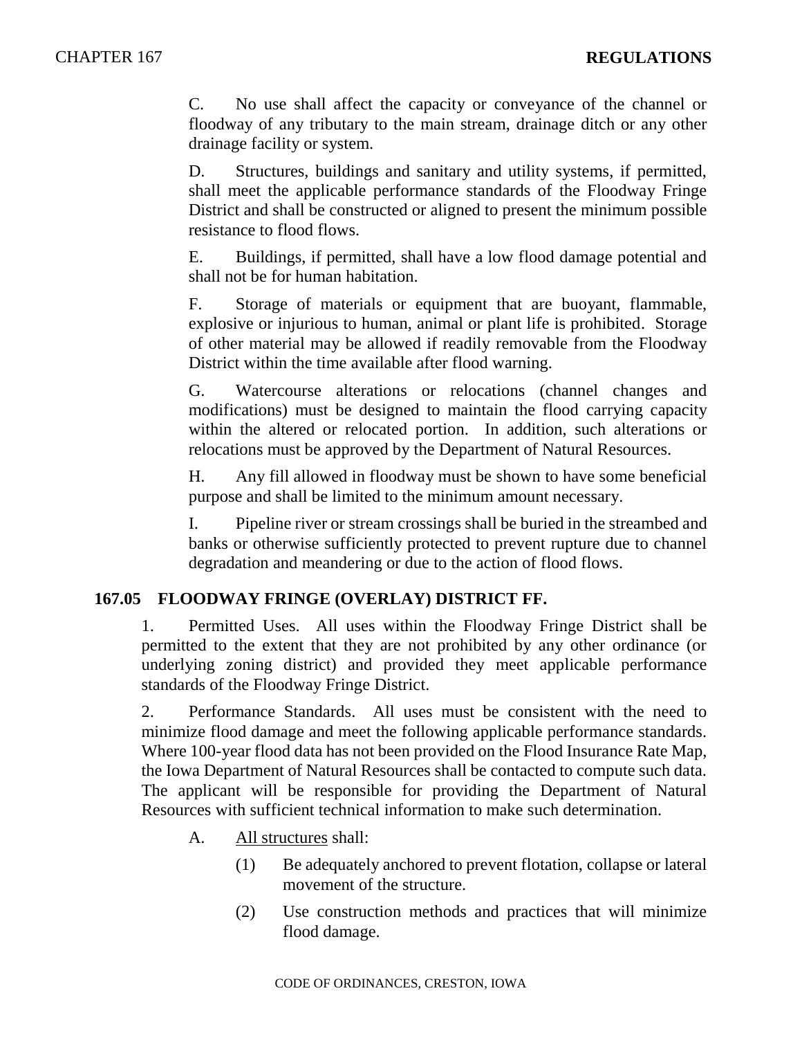C. No use shall affect the capacity or conveyance of the channel or floodway of any tributary to the main stream, drainage ditch or any other drainage facility or system.

D. Structures, buildings and sanitary and utility systems, if permitted, shall meet the applicable performance standards of the Floodway Fringe District and shall be constructed or aligned to present the minimum possible resistance to flood flows.

E. Buildings, if permitted, shall have a low flood damage potential and shall not be for human habitation.

F. Storage of materials or equipment that are buoyant, flammable, explosive or injurious to human, animal or plant life is prohibited. Storage of other material may be allowed if readily removable from the Floodway District within the time available after flood warning.

G. Watercourse alterations or relocations (channel changes and modifications) must be designed to maintain the flood carrying capacity within the altered or relocated portion. In addition, such alterations or relocations must be approved by the Department of Natural Resources.

H. Any fill allowed in floodway must be shown to have some beneficial purpose and shall be limited to the minimum amount necessary.

I. Pipeline river or stream crossings shall be buried in the streambed and banks or otherwise sufficiently protected to prevent rupture due to channel degradation and meandering or due to the action of flood flows.

## 167.05 FLOODWAY FRINGE (OVERLAY) DISTRICT FF.

1. Permitted Uses. All uses within the Floodway Fringe District shall be permitted to the extent that they are not prohibited by any other ordinance (or underlying zoning district) and provided they meet applicable performance standards of the Floodway Fringe District.

2. Performance Standards. All uses must be consistent with the need to minimize flood damage and meet the following applicable performance standards. Where 100-year flood data has not been provided on the Flood Insurance Rate Map, the Iowa Department of Natural Resources shall be contacted to compute such data. The applicant will be responsible for providing the Department of Natural Resources with sufficient technical information to make such determination.

A. <u>All structures</u> shall:

(1) Be adequately anchored to prevent flotation, collapse or lateral movement of the structure.

(2) Use construction methods and practices that will minimize flood damage.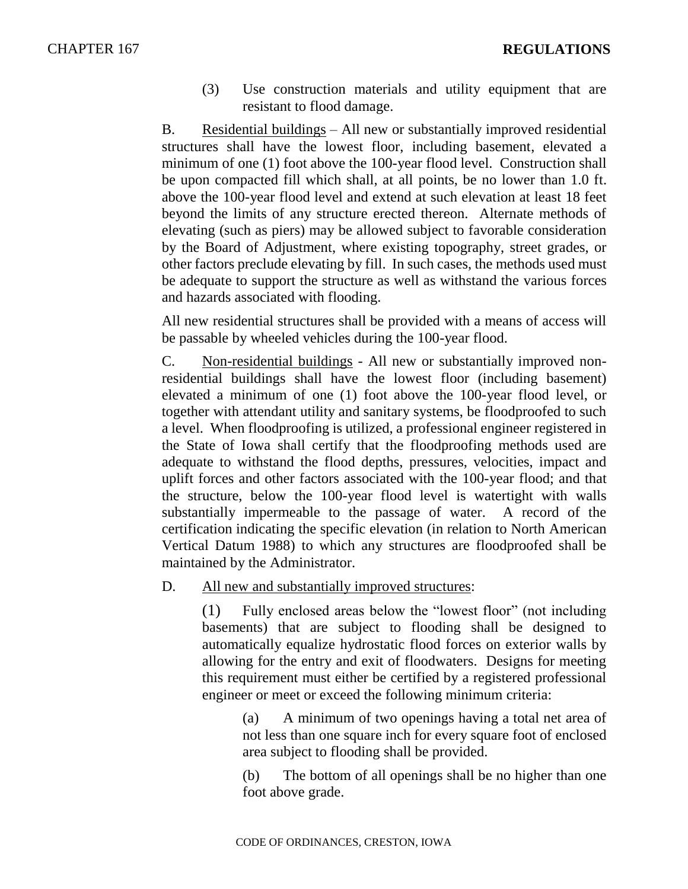(3) Use construction materials and utility equipment that are resistant to flood damage.

B. Residential buildings – All new or substantially improved residential structures shall have the lowest floor, including basement, elevated a minimum of one (1) foot above the 100-year flood level. Construction shall be upon compacted fill which shall, at all points, be no lower than 1.0 ft. above the 100-year flood level and extend at such elevation at least 18 feet beyond the limits of any structure erected thereon. Alternate methods of elevating (such as piers) may be allowed subject to favorable consideration by the Board of Adjustment, where existing topography, street grades, or other factors preclude elevating by fill. In such cases, the methods used must be adequate to support the structure as well as withstand the various forces and hazards associated with flooding.

All new residential structures shall be provided with a means of access will be passable by wheeled vehicles during the 100-year flood.

C. Non-residential buildings - All new or substantially improved non-residential buildings shall have the lowest floor (including basement) elevated a minimum of one (1) foot above the 100-year flood level, or together with attendant utility and sanitary systems, be floodproofed to such a level. When floodproofing is utilized, a professional engineer registered in the State of Iowa shall certify that the floodproofing methods used are adequate to withstand the flood depths, pressures, velocities, impact and uplift forces and other factors associated with the 100-year flood; and that the structure, below the 100-year flood level is watertight with walls substantially impermeable to the passage of water. A record of the certification indicating the specific elevation (in relation to North American Vertical Datum 1988) to which any structures are floodproofed shall be maintained by the Administrator.

D. All new and substantially improved structures:

(1) Fully enclosed areas below the "lowest floor" (not including basements) that are subject to flooding shall be designed to automatically equalize hydrostatic flood forces on exterior walls by allowing for the entry and exit of floodwaters. Designs for meeting this requirement must either be certified by a registered professional engineer or meet or exceed the following minimum criteria:

(a) A minimum of two openings having a total net area of not less than one square inch for every square foot of enclosed area subject to flooding shall be provided.

(b) The bottom of all openings shall be no higher than one foot above grade.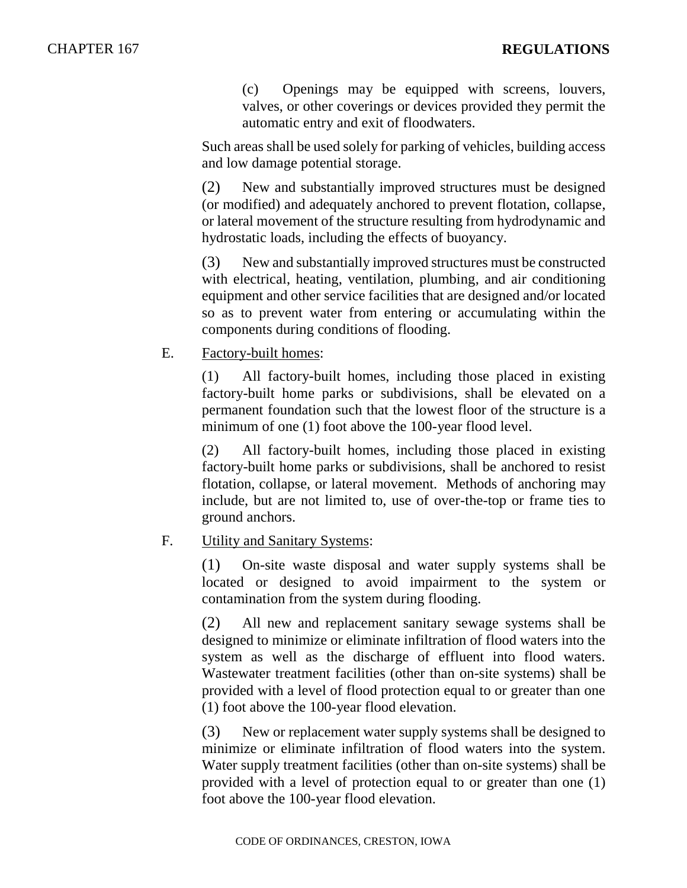(c) Openings may be equipped with screens, louvers, valves, or other coverings or devices provided they permit the automatic entry and exit of floodwaters.

Such areas shall be used solely for parking of vehicles, building access and low damage potential storage.

(2) New and substantially improved structures must be designed (or modified) and adequately anchored to prevent flotation, collapse, or lateral movement of the structure resulting from hydrodynamic and hydrostatic loads, including the effects of buoyancy.

(3) New and substantially improved structures must be constructed with electrical, heating, ventilation, plumbing, and air conditioning equipment and other service facilities that are designed and/or located so as to prevent water from entering or accumulating within the components during conditions of flooding.

E. Factory-built homes:

(1) All factory-built homes, including those placed in existing factory-built home parks or subdivisions, shall be elevated on a permanent foundation such that the lowest floor of the structure is a minimum of one (1) foot above the 100-year flood level.

(2) All factory-built homes, including those placed in existing factory-built home parks or subdivisions, shall be anchored to resist flotation, collapse, or lateral movement. Methods of anchoring may include, but are not limited to, use of over-the-top or frame ties to ground anchors.

F. Utility and Sanitary Systems:

(1) On-site waste disposal and water supply systems shall be located or designed to avoid impairment to the system or contamination from the system during flooding.

(2) All new and replacement sanitary sewage systems shall be designed to minimize or eliminate infiltration of flood waters into the system as well as the discharge of effluent into flood waters. Wastewater treatment facilities (other than on-site systems) shall be provided with a level of flood protection equal to or greater than one (1) foot above the 100-year flood elevation.

(3) New or replacement water supply systems shall be designed to minimize or eliminate infiltration of flood waters into the system. Water supply treatment facilities (other than on-site systems) shall be provided with a level of protection equal to or greater than one (1) foot above the 100-year flood elevation.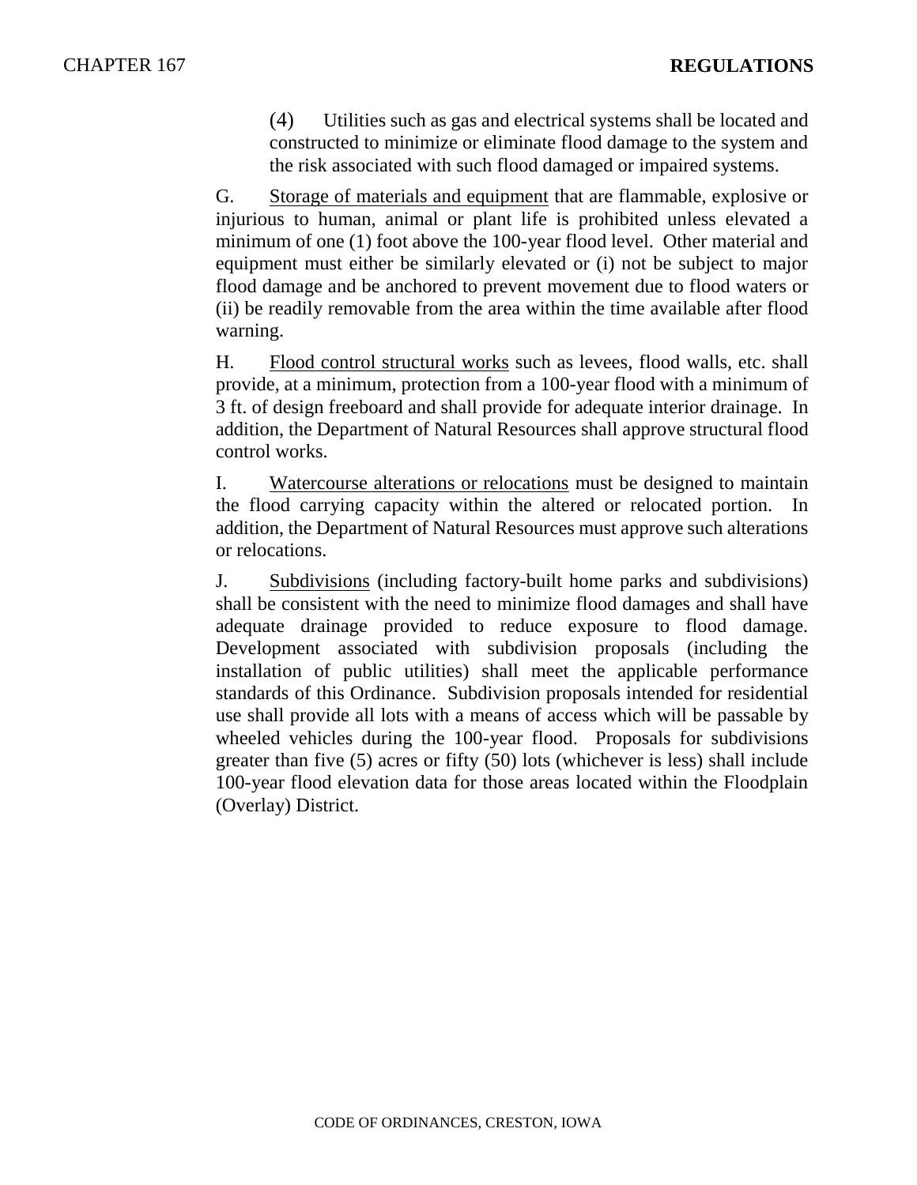(4) Utilities such as gas and electrical systems shall be located and constructed to minimize or eliminate flood damage to the system and the risk associated with such flood damaged or impaired systems.

G. Storage of materials and equipment that are flammable, explosive or injurious to human, animal or plant life is prohibited unless elevated a minimum of one (1) foot above the 100-year flood level. Other material and equipment must either be similarly elevated or (i) not be subject to major flood damage and be anchored to prevent movement due to flood waters or (ii) be readily removable from the area within the time available after flood warning.

H. Flood control structural works such as levees, flood walls, etc. shall provide, at a minimum, protection from a 100-year flood with a minimum of 3 ft. of design freeboard and shall provide for adequate interior drainage. In addition, the Department of Natural Resources shall approve structural flood control works.

I. Watercourse alterations or relocations must be designed to maintain the flood carrying capacity within the altered or relocated portion. In addition, the Department of Natural Resources must approve such alterations or relocations.

J. Subdivisions (including factory-built home parks and subdivisions) shall be consistent with the need to minimize flood damages and shall have adequate drainage provided to reduce exposure to flood damage. Development associated with subdivision proposals (including the installation of public utilities) shall meet the applicable performance standards of this Ordinance. Subdivision proposals intended for residential use shall provide all lots with a means of access which will be passable by wheeled vehicles during the 100-year flood. Proposals for subdivisions greater than five (5) acres or fifty (50) lots (whichever is less) shall include 100-year flood elevation data for those areas located within the Floodplain (Overlay) District.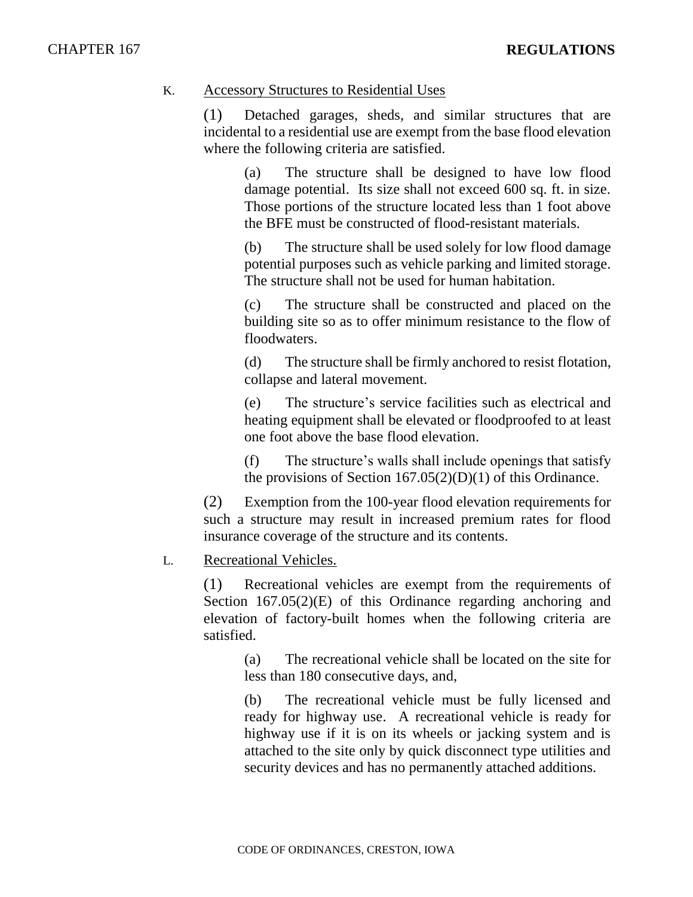K. Accessory Structures to Residential Uses

(1) Detached garages, sheds, and similar structures that are incidental to a residential use are exempt from the base flood elevation where the following criteria are satisfied.

(a) The structure shall be designed to have low flood damage potential. Its size shall not exceed 600 sq. ft. in size. Those portions of the structure located less than 1 foot above the BFE must be constructed of flood-resistant materials.

(b) The structure shall be used solely for low flood damage potential purposes such as vehicle parking and limited storage. The structure shall not be used for human habitation.

(c) The structure shall be constructed and placed on the building site so as to offer minimum resistance to the flow of floodwaters.

(d) The structure shall be firmly anchored to resist flotation, collapse and lateral movement.

(e) The structure's service facilities such as electrical and heating equipment shall be elevated or floodproofed to at least one foot above the base flood elevation.

(f) The structure's walls shall include openings that satisfy the provisions of Section 167.05(2)(D)(1) of this Ordinance.

(2) Exemption from the 100-year flood elevation requirements for such a structure may result in increased premium rates for flood insurance coverage of the structure and its contents.

L. Recreational Vehicles.

(1) Recreational vehicles are exempt from the requirements of Section 167.05(2)(E) of this Ordinance regarding anchoring and elevation of factory-built homes when the following criteria are satisfied.

(a) The recreational vehicle shall be located on the site for less than 180 consecutive days, and,

(b) The recreational vehicle must be fully licensed and ready for highway use. A recreational vehicle is ready for highway use if it is on its wheels or jacking system and is attached to the site only by quick disconnect type utilities and security devices and has no permanently attached additions.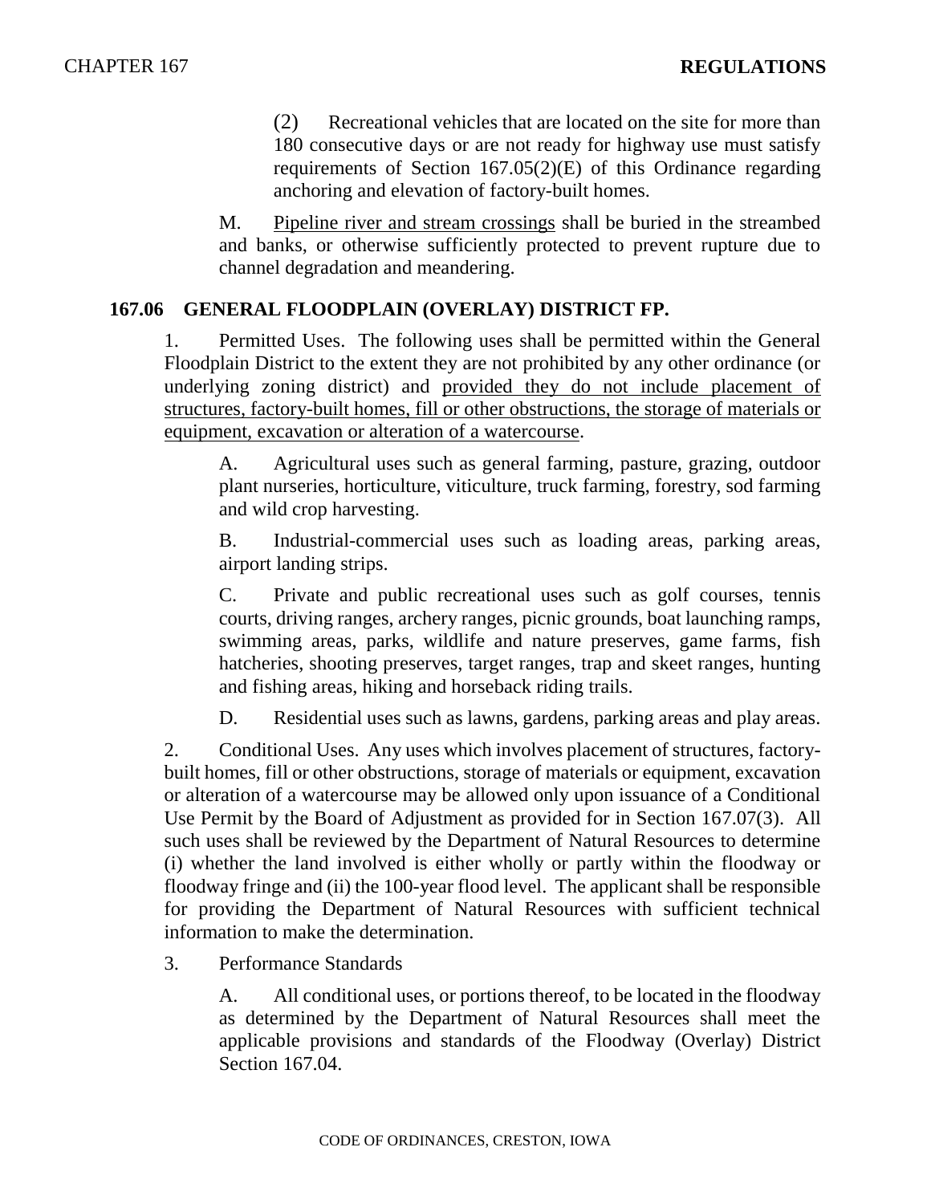(2) Recreational vehicles that are located on the site for more than 180 consecutive days or are not ready for highway use must satisfy requirements of Section 167.05(2)(E) of this Ordinance regarding anchoring and elevation of factory-built homes.

M. Pipeline river and stream crossings shall be buried in the streambed and banks, or otherwise sufficiently protected to prevent rupture due to channel degradation and meandering.

## 167.06 GENERAL FLOODPLAIN (OVERLAY) DISTRICT FP.

1. Permitted Uses. The following uses shall be permitted within the General Floodplain District to the extent they are not prohibited by any other ordinance (or underlying zoning district) and provided they do not include placement of structures, factory-built homes, fill or other obstructions, the storage of materials or equipment, excavation or alteration of a watercourse.

A. Agricultural uses such as general farming, pasture, grazing, outdoor plant nurseries, horticulture, viticulture, truck farming, forestry, sod farming and wild crop harvesting.

B. Industrial-commercial uses such as loading areas, parking areas, airport landing strips.

C. Private and public recreational uses such as golf courses, tennis courts, driving ranges, archery ranges, picnic grounds, boat launching ramps, swimming areas, parks, wildlife and nature preserves, game farms, fish hatcheries, shooting preserves, target ranges, trap and skeet ranges, hunting and fishing areas, hiking and horseback riding trails.

D. Residential uses such as lawns, gardens, parking areas and play areas.

2. Conditional Uses. Any uses which involves placement of structures, factory-built homes, fill or other obstructions, storage of materials or equipment, excavation or alteration of a watercourse may be allowed only upon issuance of a Conditional Use Permit by the Board of Adjustment as provided for in Section 167.07(3). All such uses shall be reviewed by the Department of Natural Resources to determine (i) whether the land involved is either wholly or partly within the floodway or floodway fringe and (ii) the 100-year flood level. The applicant shall be responsible for providing the Department of Natural Resources with sufficient technical information to make the determination.

3. Performance Standards

A. All conditional uses, or portions thereof, to be located in the floodway as determined by the Department of Natural Resources shall meet the applicable provisions and standards of the Floodway (Overlay) District Section 167.04.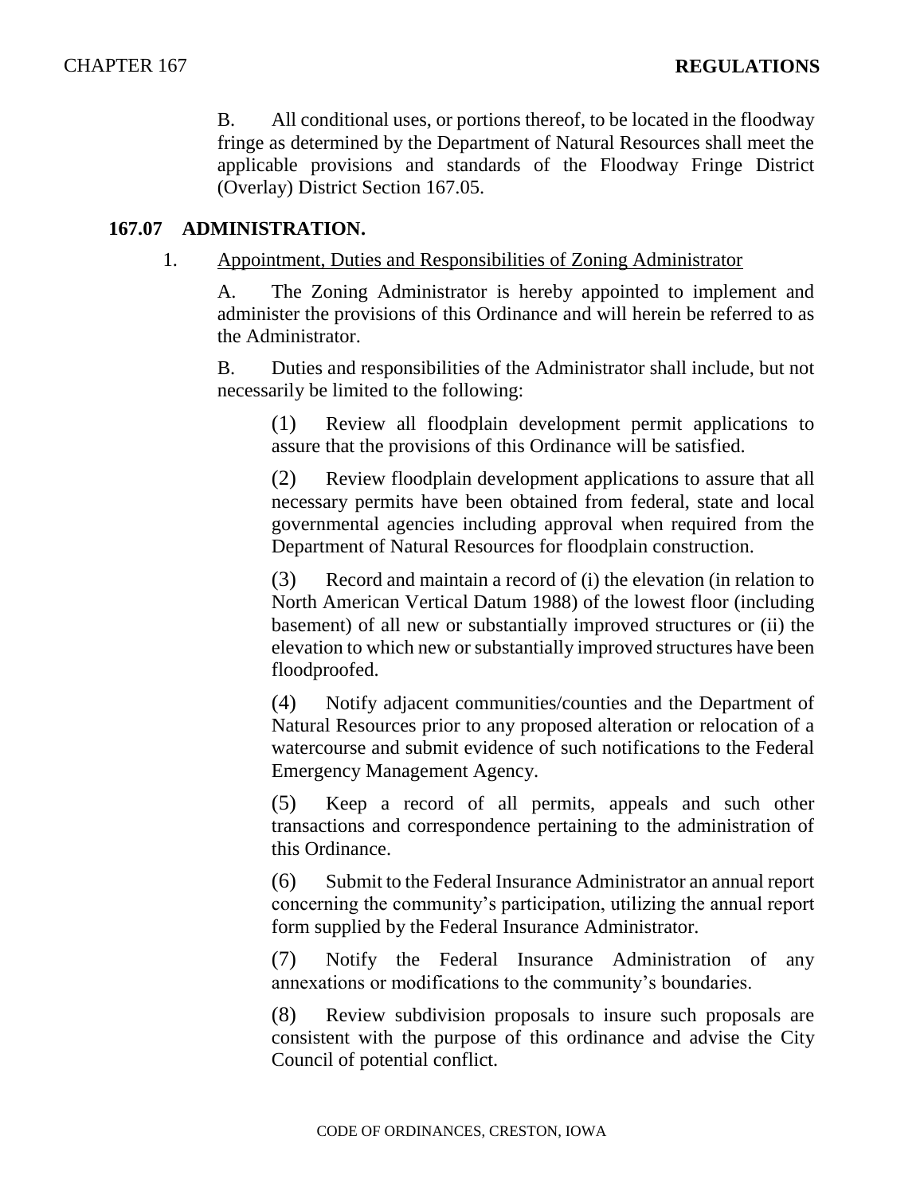B. All conditional uses, or portions thereof, to be located in the floodway fringe as determined by the Department of Natural Resources shall meet the applicable provisions and standards of the Floodway Fringe District (Overlay) District Section 167.05.

## 167.07 ADMINISTRATION.

1. Appointment, Duties and Responsibilities of Zoning Administrator

A. The Zoning Administrator is hereby appointed to implement and administer the provisions of this Ordinance and will herein be referred to as the Administrator.

B. Duties and responsibilities of the Administrator shall include, but not necessarily be limited to the following:

(1) Review all floodplain development permit applications to assure that the provisions of this Ordinance will be satisfied.

(2) Review floodplain development applications to assure that all necessary permits have been obtained from federal, state and local governmental agencies including approval when required from the Department of Natural Resources for floodplain construction.

(3) Record and maintain a record of (i) the elevation (in relation to North American Vertical Datum 1988) of the lowest floor (including basement) of all new or substantially improved structures or (ii) the elevation to which new or substantially improved structures have been floodproofed.

(4) Notify adjacent communities/counties and the Department of Natural Resources prior to any proposed alteration or relocation of a watercourse and submit evidence of such notifications to the Federal Emergency Management Agency.

(5) Keep a record of all permits, appeals and such other transactions and correspondence pertaining to the administration of this Ordinance.

(6) Submit to the Federal Insurance Administrator an annual report concerning the community's participation, utilizing the annual report form supplied by the Federal Insurance Administrator.

(7) Notify the Federal Insurance Administration of any annexations or modifications to the community's boundaries.

(8) Review subdivision proposals to insure such proposals are consistent with the purpose of this ordinance and advise the City Council of potential conflict.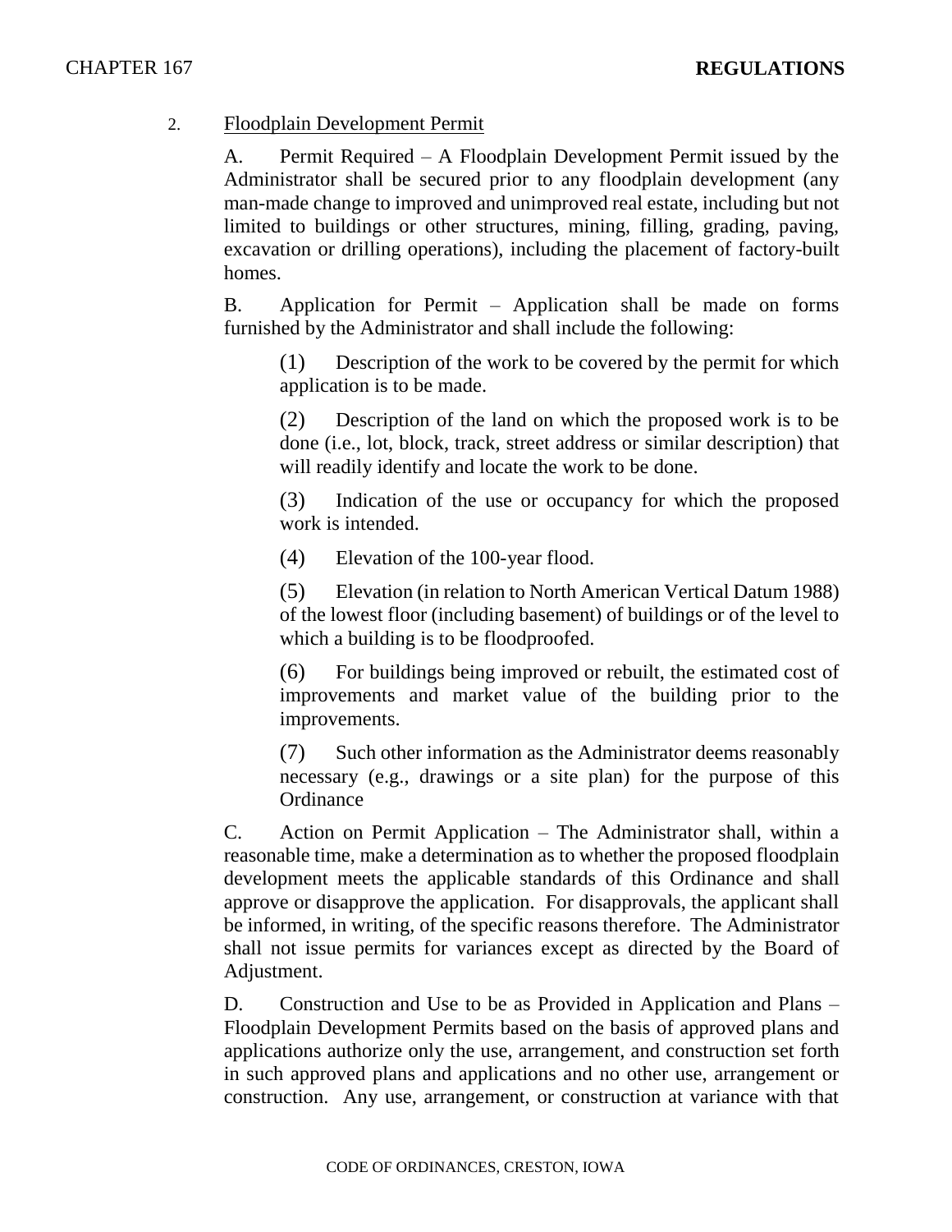2. Floodplain Development Permit

A. Permit Required – A Floodplain Development Permit issued by the Administrator shall be secured prior to any floodplain development (any man-made change to improved and unimproved real estate, including but not limited to buildings or other structures, mining, filling, grading, paving, excavation or drilling operations), including the placement of factory-built homes.

B. Application for Permit – Application shall be made on forms furnished by the Administrator and shall include the following:

(1) Description of the work to be covered by the permit for which application is to be made.

(2) Description of the land on which the proposed work is to be done (i.e., lot, block, track, street address or similar description) that will readily identify and locate the work to be done.

(3) Indication of the use or occupancy for which the proposed work is intended.

(4) Elevation of the 100-year flood.

(5) Elevation (in relation to North American Vertical Datum 1988) of the lowest floor (including basement) of buildings or of the level to which a building is to be floodproofed.

(6) For buildings being improved or rebuilt, the estimated cost of improvements and market value of the building prior to the improvements.

(7) Such other information as the Administrator deems reasonably necessary (e.g., drawings or a site plan) for the purpose of this Ordinance

C. Action on Permit Application – The Administrator shall, within a reasonable time, make a determination as to whether the proposed floodplain development meets the applicable standards of this Ordinance and shall approve or disapprove the application. For disapprovals, the applicant shall be informed, in writing, of the specific reasons therefore. The Administrator shall not issue permits for variances except as directed by the Board of Adjustment.

D. Construction and Use to be as Provided in Application and Plans – Floodplain Development Permits based on the basis of approved plans and applications authorize only the use, arrangement, and construction set forth in such approved plans and applications and no other use, arrangement or construction. Any use, arrangement, or construction at variance with that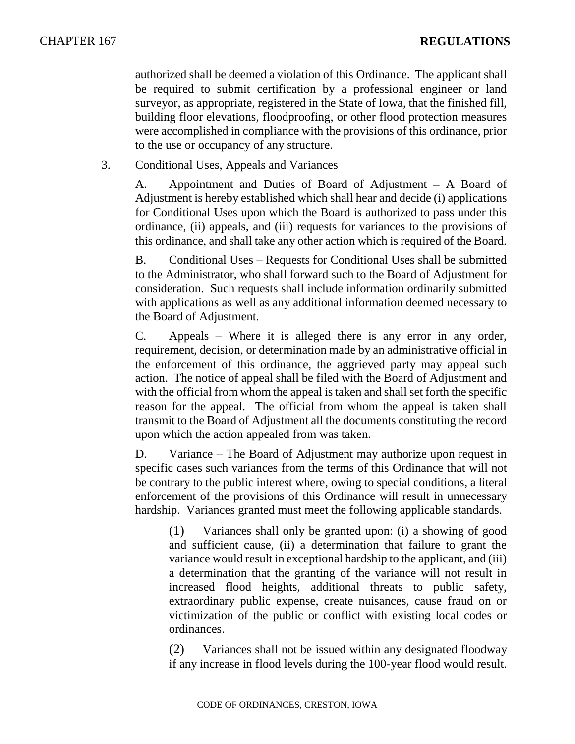authorized shall be deemed a violation of this Ordinance. The applicant shall be required to submit certification by a professional engineer or land surveyor, as appropriate, registered in the State of Iowa, that the finished fill, building floor elevations, floodproofing, or other flood protection measures were accomplished in compliance with the provisions of this ordinance, prior to the use or occupancy of any structure.

3. Conditional Uses, Appeals and Variances

A. Appointment and Duties of Board of Adjustment – A Board of Adjustment is hereby established which shall hear and decide (i) applications for Conditional Uses upon which the Board is authorized to pass under this ordinance, (ii) appeals, and (iii) requests for variances to the provisions of this ordinance, and shall take any other action which is required of the Board.

B. Conditional Uses – Requests for Conditional Uses shall be submitted to the Administrator, who shall forward such to the Board of Adjustment for consideration. Such requests shall include information ordinarily submitted with applications as well as any additional information deemed necessary to the Board of Adjustment.

C. Appeals – Where it is alleged there is any error in any order, requirement, decision, or determination made by an administrative official in the enforcement of this ordinance, the aggrieved party may appeal such action. The notice of appeal shall be filed with the Board of Adjustment and with the official from whom the appeal is taken and shall set forth the specific reason for the appeal. The official from whom the appeal is taken shall transmit to the Board of Adjustment all the documents constituting the record upon which the action appealed from was taken.

D. Variance – The Board of Adjustment may authorize upon request in specific cases such variances from the terms of this Ordinance that will not be contrary to the public interest where, owing to special conditions, a literal enforcement of the provisions of this Ordinance will result in unnecessary hardship. Variances granted must meet the following applicable standards.

(1) Variances shall only be granted upon: (i) a showing of good and sufficient cause, (ii) a determination that failure to grant the variance would result in exceptional hardship to the applicant, and (iii) a determination that the granting of the variance will not result in increased flood heights, additional threats to public safety, extraordinary public expense, create nuisances, cause fraud on or victimization of the public or conflict with existing local codes or ordinances.

(2) Variances shall not be issued within any designated floodway if any increase in flood levels during the 100-year flood would result.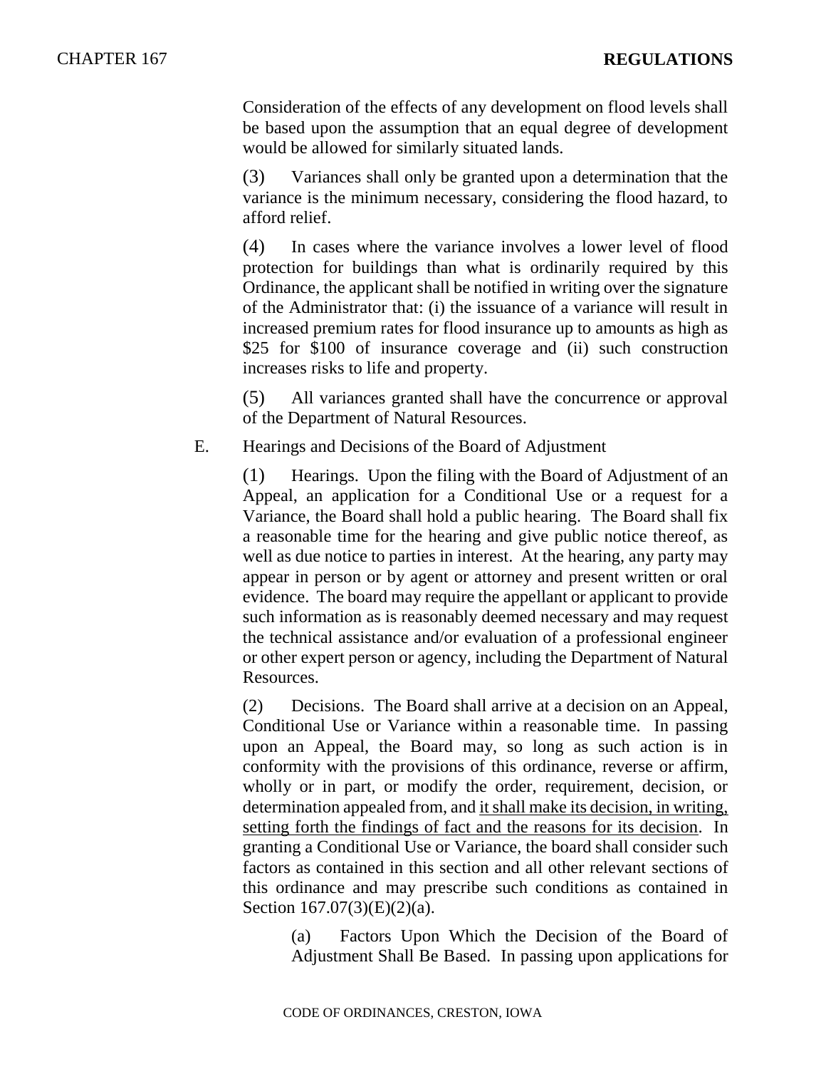Consideration of the effects of any development on flood levels shall be based upon the assumption that an equal degree of development would be allowed for similarly situated lands.

(3) Variances shall only be granted upon a determination that the variance is the minimum necessary, considering the flood hazard, to afford relief.

(4) In cases where the variance involves a lower level of flood protection for buildings than what is ordinarily required by this Ordinance, the applicant shall be notified in writing over the signature of the Administrator that: (i) the issuance of a variance will result in increased premium rates for flood insurance up to amounts as high as \$25 for \$100 of insurance coverage and (ii) such construction increases risks to life and property.

(5) All variances granted shall have the concurrence or approval of the Department of Natural Resources.

E. Hearings and Decisions of the Board of Adjustment

(1) Hearings. Upon the filing with the Board of Adjustment of an Appeal, an application for a Conditional Use or a request for a Variance, the Board shall hold a public hearing. The Board shall fix a reasonable time for the hearing and give public notice thereof, as well as due notice to parties in interest. At the hearing, any party may appear in person or by agent or attorney and present written or oral evidence. The board may require the appellant or applicant to provide such information as is reasonably deemed necessary and may request the technical assistance and/or evaluation of a professional engineer or other expert person or agency, including the Department of Natural Resources.

(2) Decisions. The Board shall arrive at a decision on an Appeal, Conditional Use or Variance within a reasonable time. In passing upon an Appeal, the Board may, so long as such action is in conformity with the provisions of this ordinance, reverse or affirm, wholly or in part, or modify the order, requirement, decision, or determination appealed from, and <u>it shall make its decision, in writing, setting forth the findings of fact and the reasons for its decision</u>. In granting a Conditional Use or Variance, the board shall consider such factors as contained in this section and all other relevant sections of this ordinance and may prescribe such conditions as contained in Section 167.07(3)(E)(2)(a).

(a) Factors Upon Which the Decision of the Board of Adjustment Shall Be Based. In passing upon applications for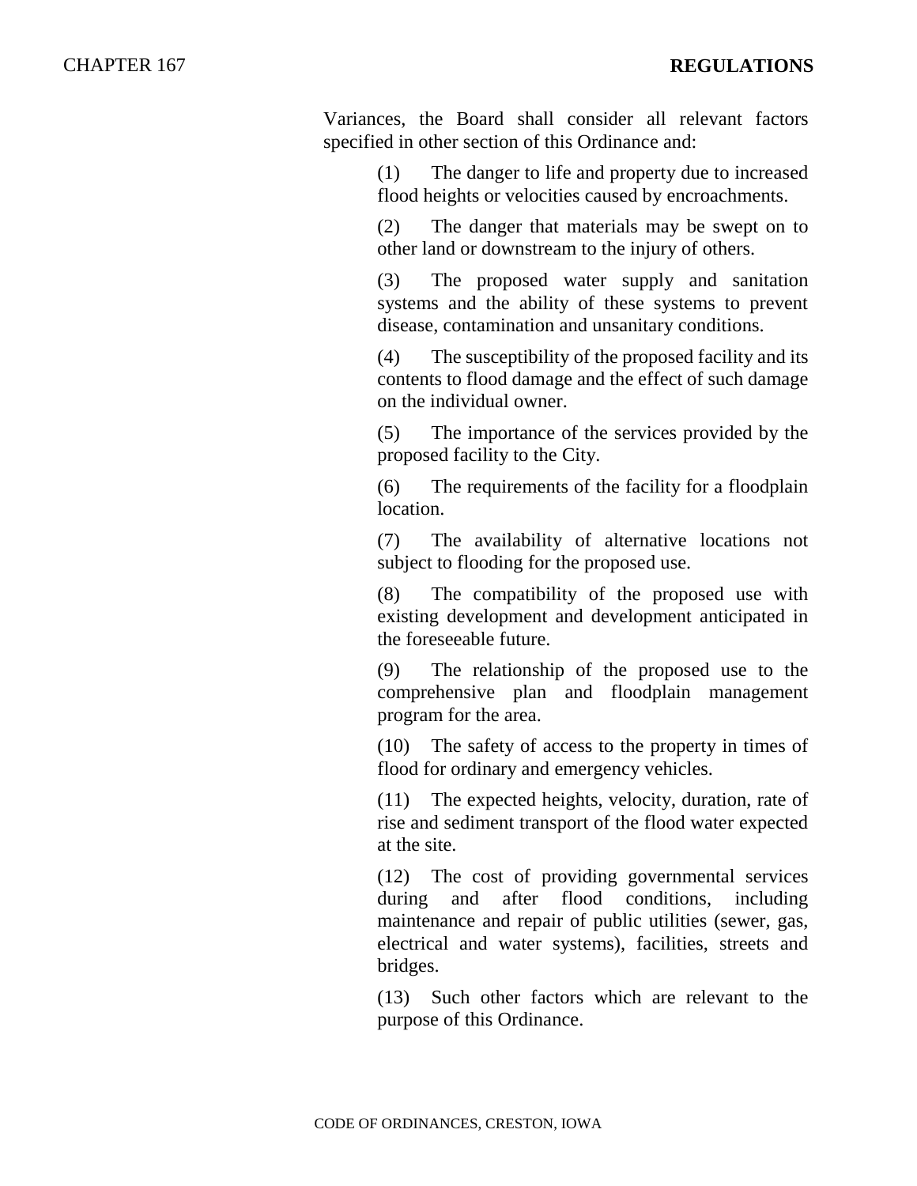Variances, the Board shall consider all relevant factors specified in other section of this Ordinance and:

(1) The danger to life and property due to increased flood heights or velocities caused by encroachments.

(2) The danger that materials may be swept on to other land or downstream to the injury of others.

(3) The proposed water supply and sanitation systems and the ability of these systems to prevent disease, contamination and unsanitary conditions.

(4) The susceptibility of the proposed facility and its contents to flood damage and the effect of such damage on the individual owner.

(5) The importance of the services provided by the proposed facility to the City.

(6) The requirements of the facility for a floodplain location.

(7) The availability of alternative locations not subject to flooding for the proposed use.

(8) The compatibility of the proposed use with existing development and development anticipated in the foreseeable future.

(9) The relationship of the proposed use to the comprehensive plan and floodplain management program for the area.

(10) The safety of access to the property in times of flood for ordinary and emergency vehicles.

(11) The expected heights, velocity, duration, rate of rise and sediment transport of the flood water expected at the site.

(12) The cost of providing governmental services during and after flood conditions, including maintenance and repair of public utilities (sewer, gas, electrical and water systems), facilities, streets and bridges.

(13) Such other factors which are relevant to the purpose of this Ordinance.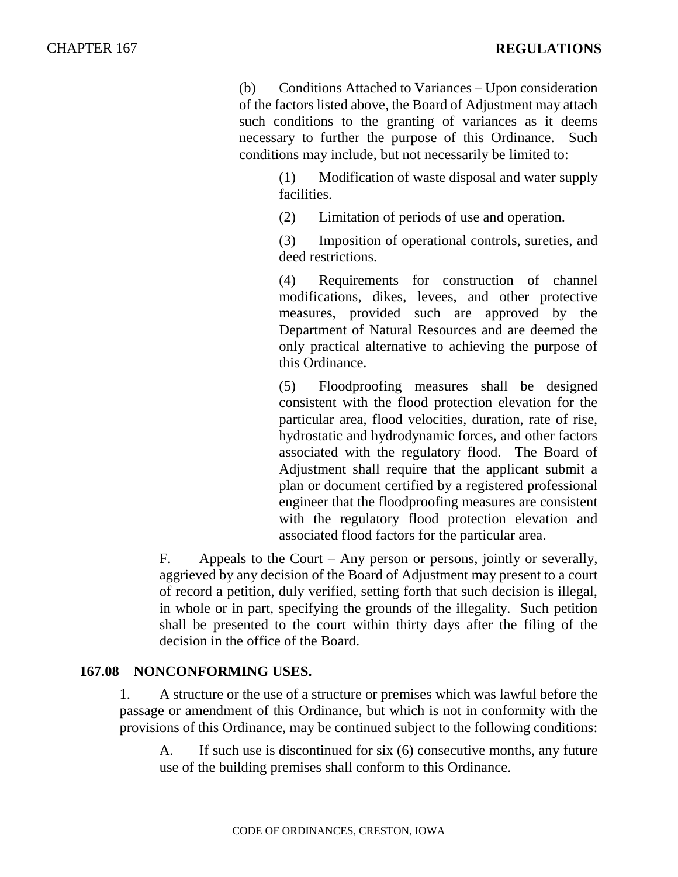(b) Conditions Attached to Variances – Upon consideration of the factors listed above, the Board of Adjustment may attach such conditions to the granting of variances as it deems necessary to further the purpose of this Ordinance. Such conditions may include, but not necessarily be limited to:

(1) Modification of waste disposal and water supply facilities.

(2) Limitation of periods of use and operation.

(3) Imposition of operational controls, sureties, and deed restrictions.

(4) Requirements for construction of channel modifications, dikes, levees, and other protective measures, provided such are approved by the Department of Natural Resources and are deemed the only practical alternative to achieving the purpose of this Ordinance.

(5) Floodproofing measures shall be designed consistent with the flood protection elevation for the particular area, flood velocities, duration, rate of rise, hydrostatic and hydrodynamic forces, and other factors associated with the regulatory flood. The Board of Adjustment shall require that the applicant submit a plan or document certified by a registered professional engineer that the floodproofing measures are consistent with the regulatory flood protection elevation and associated flood factors for the particular area.

F. Appeals to the Court – Any person or persons, jointly or severally, aggrieved by any decision of the Board of Adjustment may present to a court of record a petition, duly verified, setting forth that such decision is illegal, in whole or in part, specifying the grounds of the illegality. Such petition shall be presented to the court within thirty days after the filing of the decision in the office of the Board.

## 167.08 NONCONFORMING USES.

1. A structure or the use of a structure or premises which was lawful before the passage or amendment of this Ordinance, but which is not in conformity with the provisions of this Ordinance, may be continued subject to the following conditions:

A. If such use is discontinued for six (6) consecutive months, any future use of the building premises shall conform to this Ordinance.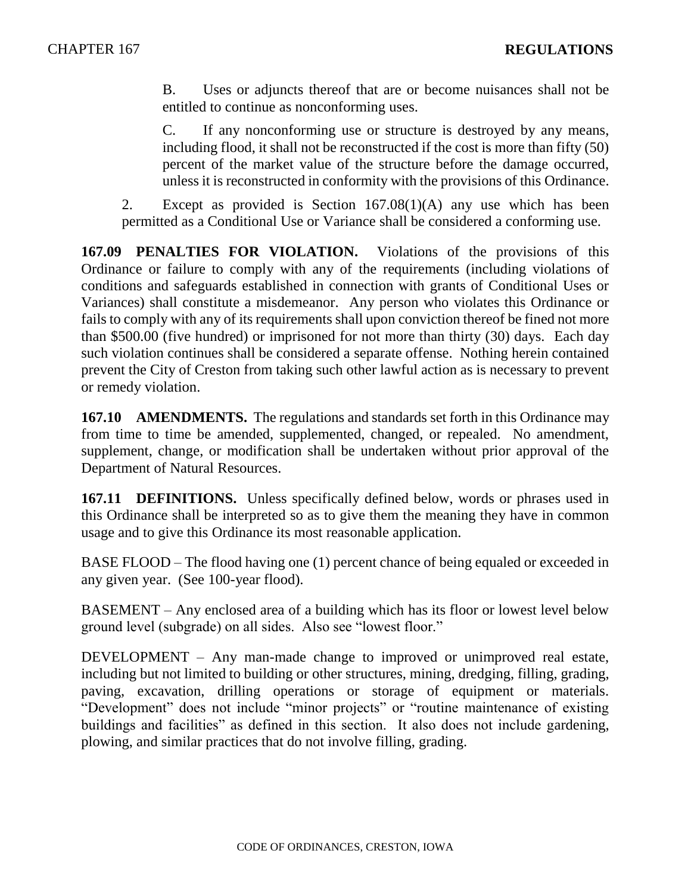B. Uses or adjuncts thereof that are or become nuisances shall not be entitled to continue as nonconforming uses.

C. If any nonconforming use or structure is destroyed by any means, including flood, it shall not be reconstructed if the cost is more than fifty (50) percent of the market value of the structure before the damage occurred, unless it is reconstructed in conformity with the provisions of this Ordinance.

2. Except as provided is Section 167.08(1)(A) any use which has been permitted as a Conditional Use or Variance shall be considered a conforming use.

**167.09 PENALTIES FOR VIOLATION.** Violations of the provisions of this Ordinance or failure to comply with any of the requirements (including violations of conditions and safeguards established in connection with grants of Conditional Uses or Variances) shall constitute a misdemeanor. Any person who violates this Ordinance or fails to comply with any of its requirements shall upon conviction thereof be fined not more than $500.00 (five hundred) or imprisoned for not more than thirty (30) days. Each day such violation continues shall be considered a separate offense. Nothing herein contained prevent the City of Creston from taking such other lawful action as is necessary to prevent or remedy violation.

**167.10 AMENDMENTS.** The regulations and standards set forth in this Ordinance may from time to time be amended, supplemented, changed, or repealed. No amendment, supplement, change, or modification shall be undertaken without prior approval of the Department of Natural Resources.

**167.11 DEFINITIONS.** Unless specifically defined below, words or phrases used in this Ordinance shall be interpreted so as to give them the meaning they have in common usage and to give this Ordinance its most reasonable application.

BASE FLOOD – The flood having one (1) percent chance of being equaled or exceeded in any given year. (See 100-year flood).

BASEMENT – Any enclosed area of a building which has its floor or lowest level below ground level (subgrade) on all sides. Also see "lowest floor."

DEVELOPMENT – Any man-made change to improved or unimproved real estate, including but not limited to building or other structures, mining, dredging, filling, grading, paving, excavation, drilling operations or storage of equipment or materials. "Development" does not include "minor projects" or "routine maintenance of existing buildings and facilities" as defined in this section. It also does not include gardening, plowing, and similar practices that do not involve filling, grading.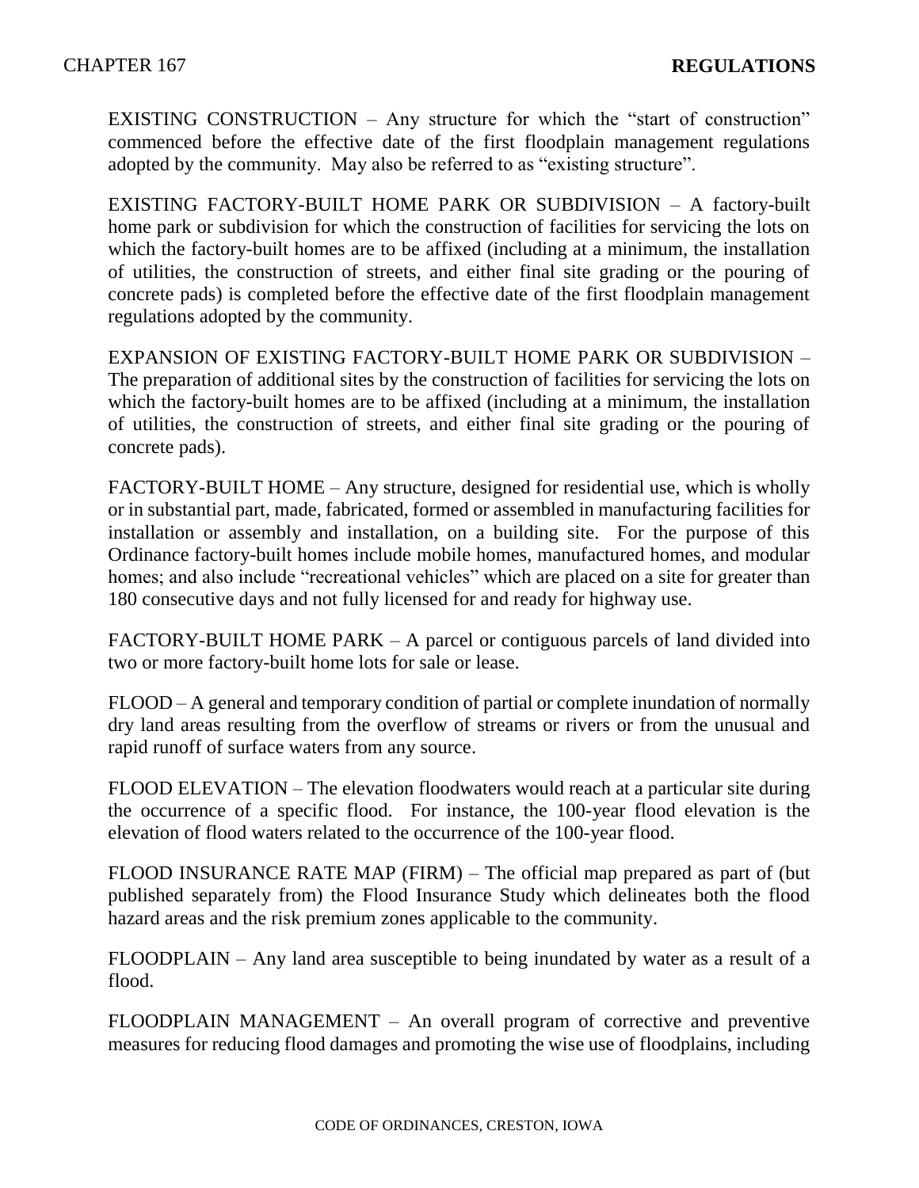EXISTING CONSTRUCTION – Any structure for which the "start of construction" commenced before the effective date of the first floodplain management regulations adopted by the community. May also be referred to as "existing structure".

EXISTING FACTORY-BUILT HOME PARK OR SUBDIVISION – A factory-built home park or subdivision for which the construction of facilities for servicing the lots on which the factory-built homes are to be affixed (including at a minimum, the installation of utilities, the construction of streets, and either final site grading or the pouring of concrete pads) is completed before the effective date of the first floodplain management regulations adopted by the community.

EXPANSION OF EXISTING FACTORY-BUILT HOME PARK OR SUBDIVISION – The preparation of additional sites by the construction of facilities for servicing the lots on which the factory-built homes are to be affixed (including at a minimum, the installation of utilities, the construction of streets, and either final site grading or the pouring of concrete pads).

FACTORY-BUILT HOME – Any structure, designed for residential use, which is wholly or in substantial part, made, fabricated, formed or assembled in manufacturing facilities for installation or assembly and installation, on a building site. For the purpose of this Ordinance factory-built homes include mobile homes, manufactured homes, and modular homes; and also include "recreational vehicles" which are placed on a site for greater than 180 consecutive days and not fully licensed for and ready for highway use.

FACTORY-BUILT HOME PARK – A parcel or contiguous parcels of land divided into two or more factory-built home lots for sale or lease.

FLOOD – A general and temporary condition of partial or complete inundation of normally dry land areas resulting from the overflow of streams or rivers or from the unusual and rapid runoff of surface waters from any source.

FLOOD ELEVATION – The elevation floodwaters would reach at a particular site during the occurrence of a specific flood. For instance, the 100-year flood elevation is the elevation of flood waters related to the occurrence of the 100-year flood.

FLOOD INSURANCE RATE MAP (FIRM) – The official map prepared as part of (but published separately from) the Flood Insurance Study which delineates both the flood hazard areas and the risk premium zones applicable to the community.

FLOODPLAIN – Any land area susceptible to being inundated by water as a result of a flood.

FLOODPLAIN MANAGEMENT – An overall program of corrective and preventive measures for reducing flood damages and promoting the wise use of floodplains, including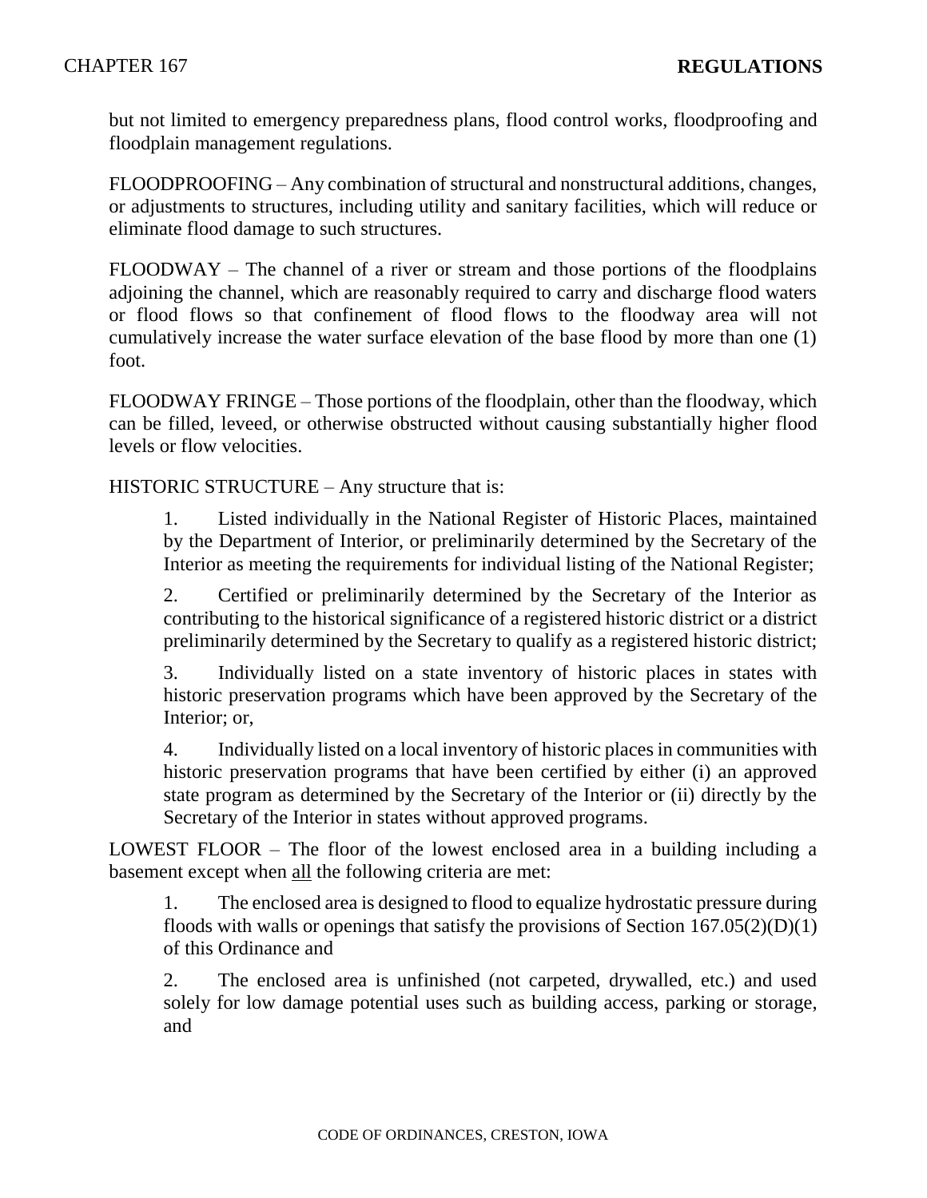but not limited to emergency preparedness plans, flood control works, floodproofing and floodplain management regulations.

FLOODPROOFING – Any combination of structural and nonstructural additions, changes, or adjustments to structures, including utility and sanitary facilities, which will reduce or eliminate flood damage to such structures.

FLOODWAY – The channel of a river or stream and those portions of the floodplains adjoining the channel, which are reasonably required to carry and discharge flood waters or flood flows so that confinement of flood flows to the floodway area will not cumulatively increase the water surface elevation of the base flood by more than one (1) foot.

FLOODWAY FRINGE – Those portions of the floodplain, other than the floodway, which can be filled, leveed, or otherwise obstructed without causing substantially higher flood levels or flow velocities.

HISTORIC STRUCTURE – Any structure that is:

1. Listed individually in the National Register of Historic Places, maintained by the Department of Interior, or preliminarily determined by the Secretary of the Interior as meeting the requirements for individual listing of the National Register;

2. Certified or preliminarily determined by the Secretary of the Interior as contributing to the historical significance of a registered historic district or a district preliminarily determined by the Secretary to qualify as a registered historic district;

3. Individually listed on a state inventory of historic places in states with historic preservation programs which have been approved by the Secretary of the Interior; or,

4. Individually listed on a local inventory of historic places in communities with historic preservation programs that have been certified by either (i) an approved state program as determined by the Secretary of the Interior or (ii) directly by the Secretary of the Interior in states without approved programs.

LOWEST FLOOR – The floor of the lowest enclosed area in a building including a basement except when <u>all</u> the following criteria are met:

1. The enclosed area is designed to flood to equalize hydrostatic pressure during floods with walls or openings that satisfy the provisions of Section 167.05(2)(D)(1) of this Ordinance and

2. The enclosed area is unfinished (not carpeted, drywalled, etc.) and used solely for low damage potential uses such as building access, parking or storage, and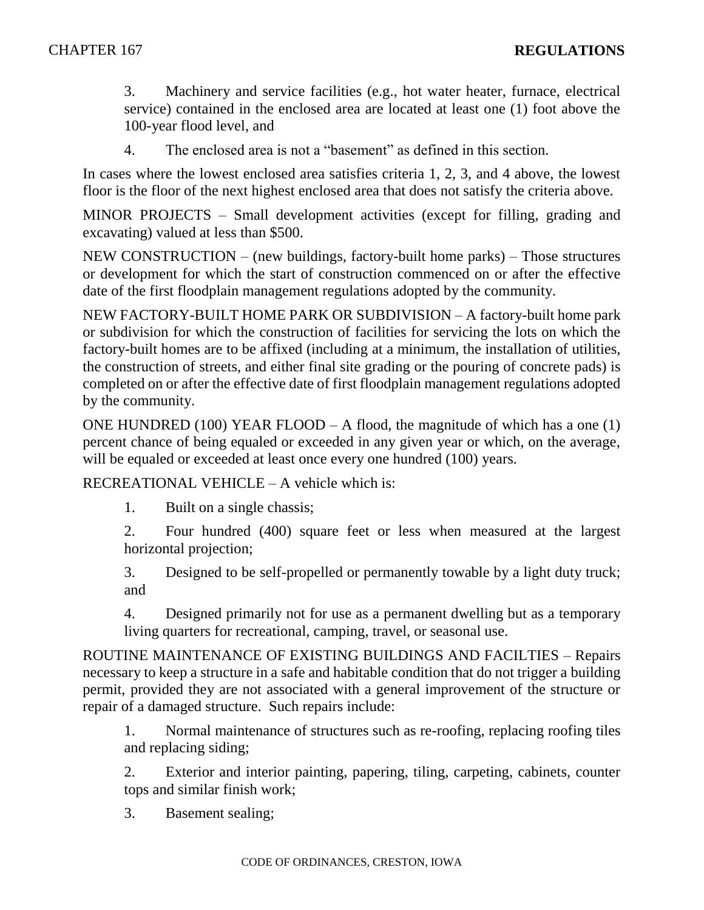3. Machinery and service facilities (e.g., hot water heater, furnace, electrical service) contained in the enclosed area are located at least one (1) foot above the 100-year flood level, and

4. The enclosed area is not a "basement" as defined in this section.

In cases where the lowest enclosed area satisfies criteria 1, 2, 3, and 4 above, the lowest floor is the floor of the next highest enclosed area that does not satisfy the criteria above.

MINOR PROJECTS – Small development activities (except for filling, grading and excavating) valued at less than $500.

NEW CONSTRUCTION – (new buildings, factory-built home parks) – Those structures or development for which the start of construction commenced on or after the effective date of the first floodplain management regulations adopted by the community.

NEW FACTORY-BUILT HOME PARK OR SUBDIVISION – A factory-built home park or subdivision for which the construction of facilities for servicing the lots on which the factory-built homes are to be affixed (including at a minimum, the installation of utilities, the construction of streets, and either final site grading or the pouring of concrete pads) is completed on or after the effective date of first floodplain management regulations adopted by the community.

ONE HUNDRED (100) YEAR FLOOD – A flood, the magnitude of which has a one (1) percent chance of being equaled or exceeded in any given year or which, on the average, will be equaled or exceeded at least once every one hundred (100) years.

RECREATIONAL VEHICLE – A vehicle which is:

1. Built on a single chassis;

2. Four hundred (400) square feet or less when measured at the largest horizontal projection;

3. Designed to be self-propelled or permanently towable by a light duty truck; and

4. Designed primarily not for use as a permanent dwelling but as a temporary living quarters for recreational, camping, travel, or seasonal use.

ROUTINE MAINTENANCE OF EXISTING BUILDINGS AND FACILTIES – Repairs necessary to keep a structure in a safe and habitable condition that do not trigger a building permit, provided they are not associated with a general improvement of the structure or repair of a damaged structure. Such repairs include:

1. Normal maintenance of structures such as re-roofing, replacing roofing tiles and replacing siding;

2. Exterior and interior painting, papering, tiling, carpeting, cabinets, counter tops and similar finish work;

3. Basement sealing;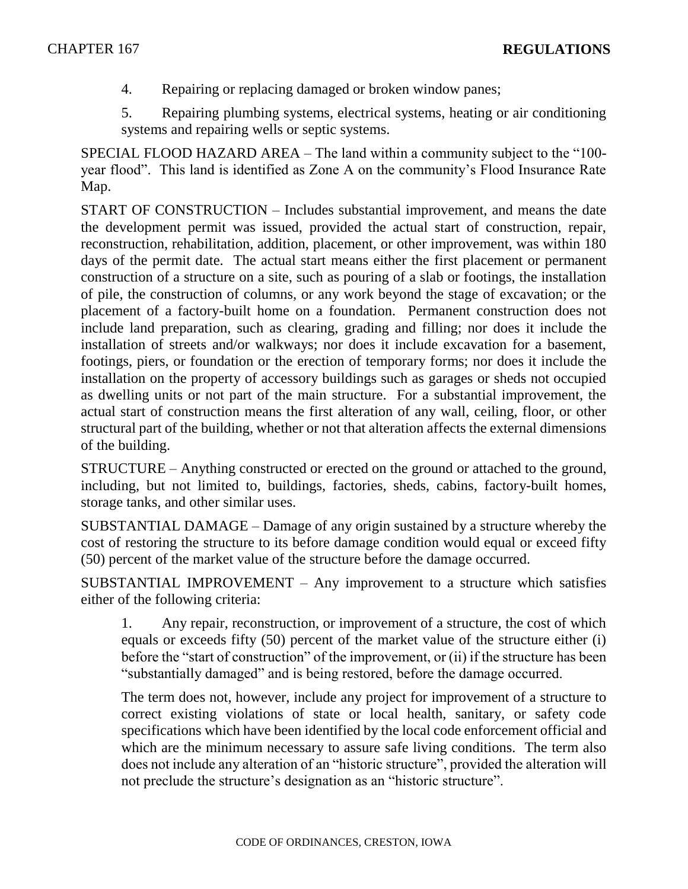4. Repairing or replacing damaged or broken window panes;

5. Repairing plumbing systems, electrical systems, heating or air conditioning systems and repairing wells or septic systems.

SPECIAL FLOOD HAZARD AREA – The land within a community subject to the "100-year flood". This land is identified as Zone A on the community's Flood Insurance Rate Map.

START OF CONSTRUCTION – Includes substantial improvement, and means the date the development permit was issued, provided the actual start of construction, repair, reconstruction, rehabilitation, addition, placement, or other improvement, was within 180 days of the permit date. The actual start means either the first placement or permanent construction of a structure on a site, such as pouring of a slab or footings, the installation of pile, the construction of columns, or any work beyond the stage of excavation; or the placement of a factory-built home on a foundation. Permanent construction does not include land preparation, such as clearing, grading and filling; nor does it include the installation of streets and/or walkways; nor does it include excavation for a basement, footings, piers, or foundation or the erection of temporary forms; nor does it include the installation on the property of accessory buildings such as garages or sheds not occupied as dwelling units or not part of the main structure. For a substantial improvement, the actual start of construction means the first alteration of any wall, ceiling, floor, or other structural part of the building, whether or not that alteration affects the external dimensions of the building.

STRUCTURE – Anything constructed or erected on the ground or attached to the ground, including, but not limited to, buildings, factories, sheds, cabins, factory-built homes, storage tanks, and other similar uses.

SUBSTANTIAL DAMAGE – Damage of any origin sustained by a structure whereby the cost of restoring the structure to its before damage condition would equal or exceed fifty (50) percent of the market value of the structure before the damage occurred.

SUBSTANTIAL IMPROVEMENT – Any improvement to a structure which satisfies either of the following criteria:

1. Any repair, reconstruction, or improvement of a structure, the cost of which equals or exceeds fifty (50) percent of the market value of the structure either (i) before the "start of construction" of the improvement, or (ii) if the structure has been "substantially damaged" and is being restored, before the damage occurred.

The term does not, however, include any project for improvement of a structure to correct existing violations of state or local health, sanitary, or safety code specifications which have been identified by the local code enforcement official and which are the minimum necessary to assure safe living conditions. The term also does not include any alteration of an "historic structure", provided the alteration will not preclude the structure's designation as an "historic structure".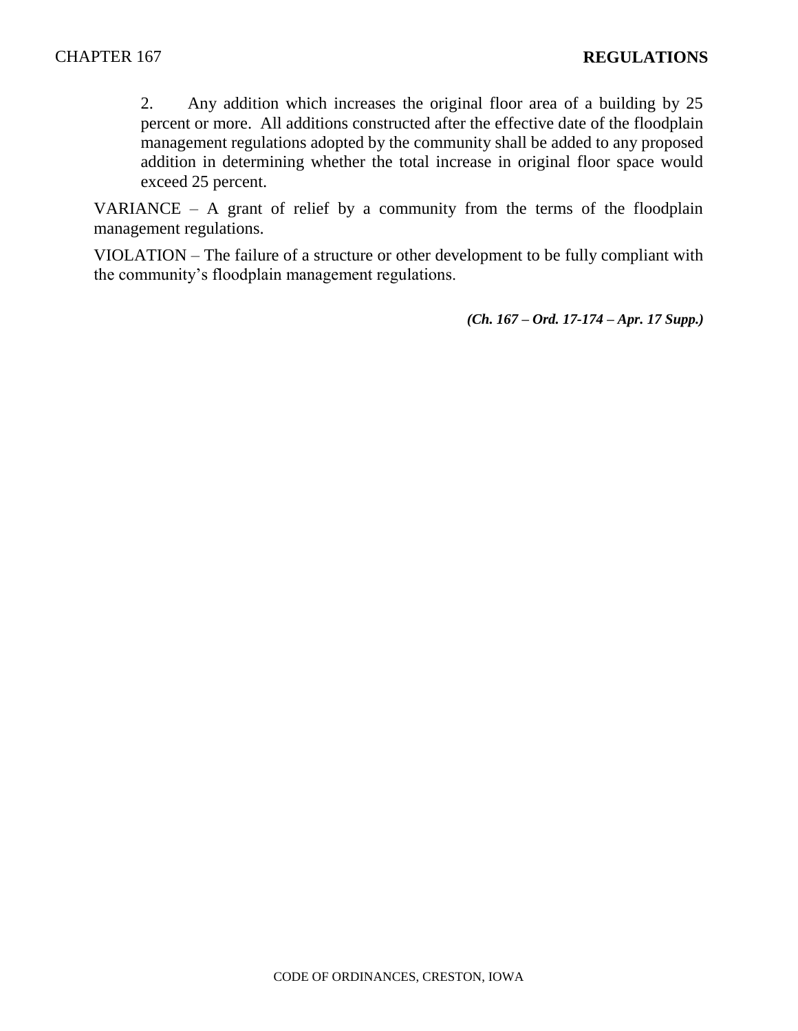2. Any addition which increases the original floor area of a building by 25 percent or more. All additions constructed after the effective date of the floodplain management regulations adopted by the community shall be added to any proposed addition in determining whether the total increase in original floor space would exceed 25 percent.

VARIANCE – A grant of relief by a community from the terms of the floodplain management regulations.

VIOLATION – The failure of a structure or other development to be fully compliant with the community's floodplain management regulations.

***(Ch. 167 – Ord. 17-174 – Apr. 17 Supp.)***